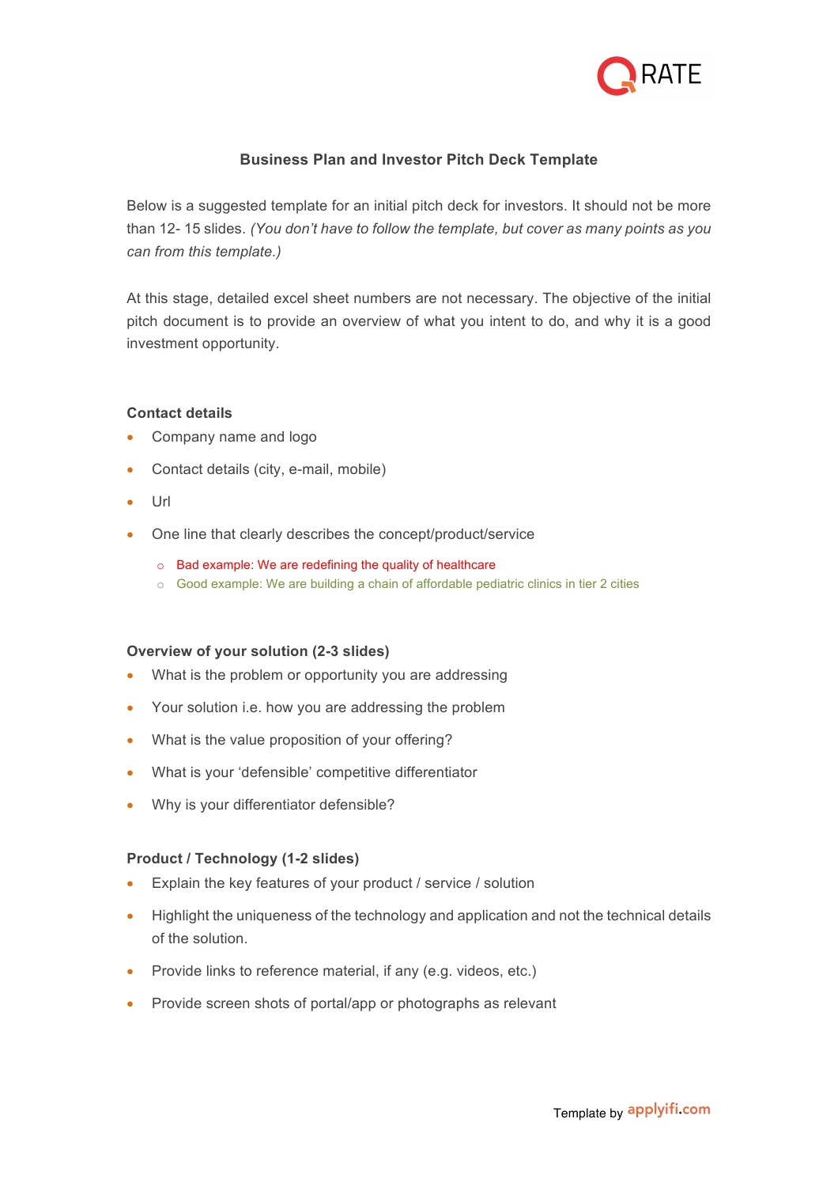# Business Plan and Investor Pitch Deck Template

Below is a suggested template for an initial pitch deck for investors. It should not be more than 12- 15 slides. *(You don't have to follow the template, but cover as many points as you can from this template.)*

At this stage, detailed excel sheet numbers are not necessary. The objective of the initial pitch document is to provide an overview of what you intent to do, and why it is a good investment opportunity.

## Contact details

- Company name and logo
- Contact details (city, e-mail, mobile)
- Url
- One line that clearly describes the concept/product/service
  - Bad example: We are redefining the quality of healthcare
  - Good example: We are building a chain of affordable pediatric clinics in tier 2 cities

## Overview of your solution (2-3 slides)

- What is the problem or opportunity you are addressing
- Your solution i.e. how you are addressing the problem
- What is the value proposition of your offering?
- What is your 'defensible' competitive differentiator
- Why is your differentiator defensible?

## Product / Technology (1-2 slides)

- Explain the key features of your product / service / solution
- Highlight the uniqueness of the technology and application and not the technical details of the solution.
- Provide links to reference material, if any (e.g. videos, etc.)
- Provide screen shots of portal/app or photographs as relevant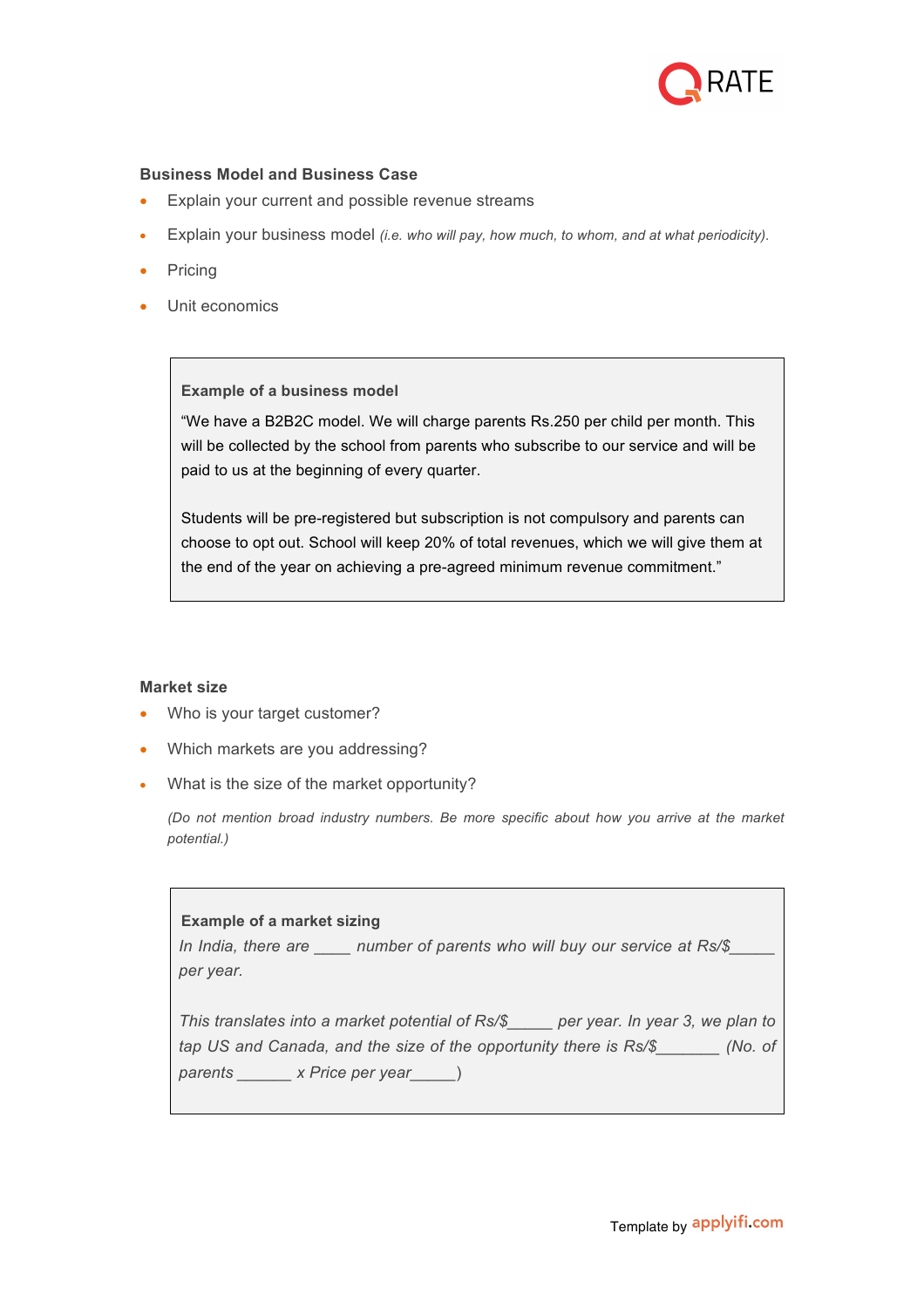## Business Model and Business Case

- Explain your current and possible revenue streams
- Explain your business model *(i.e. who will pay, how much, to whom, and at what periodicity).*
- Pricing
- Unit economics

> **Example of a business model**
>
> "We have a B2B2C model. We will charge parents Rs.250 per child per month. This will be collected by the school from parents who subscribe to our service and will be paid to us at the beginning of every quarter.
>
> Students will be pre-registered but subscription is not compulsory and parents can choose to opt out. School will keep 20% of total revenues, which we will give them at the end of the year on achieving a pre-agreed minimum revenue commitment."

## Market size

- Who is your target customer?
- Which markets are you addressing?
- What is the size of the market opportunity?

  *(Do not mention broad industry numbers. Be more specific about how you arrive at the market potential.)*

> **Example of a market sizing**
>
> *In India, there are ____ number of parents who will buy our service at Rs/$_____ per year.*
>
> *This translates into a market potential of Rs/$_____ per year. In year 3, we plan to tap US and Canada, and the size of the opportunity there is Rs/$_______ (No. of parents ______ x Price per year_____)*

Template by applyifi.com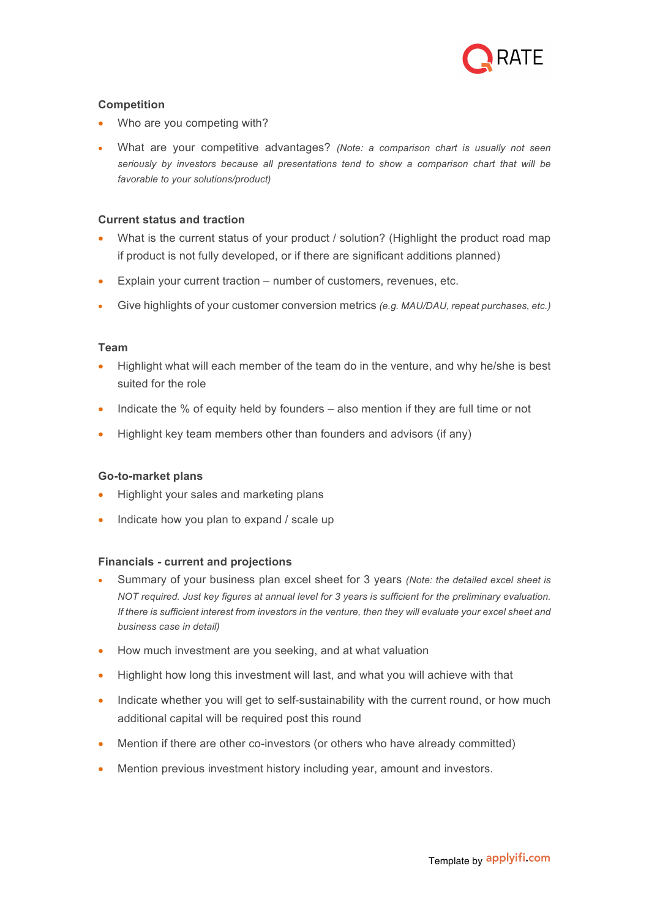### Competition

- Who are you competing with?
- What are your competitive advantages? *(Note: a comparison chart is usually not seen seriously by investors because all presentations tend to show a comparison chart that will be favorable to your solutions/product)*

### Current status and traction

- What is the current status of your product / solution? (Highlight the product road map if product is not fully developed, or if there are significant additions planned)
- Explain your current traction – number of customers, revenues, etc.
- Give highlights of your customer conversion metrics *(e.g. MAU/DAU, repeat purchases, etc.)*

### Team

- Highlight what will each member of the team do in the venture, and why he/she is best suited for the role
- Indicate the % of equity held by founders – also mention if they are full time or not
- Highlight key team members other than founders and advisors (if any)

### Go-to-market plans

- Highlight your sales and marketing plans
- Indicate how you plan to expand / scale up

### Financials - current and projections

- Summary of your business plan excel sheet for 3 years *(Note: the detailed excel sheet is NOT required. Just key figures at annual level for 3 years is sufficient for the preliminary evaluation. If there is sufficient interest from investors in the venture, then they will evaluate your excel sheet and business case in detail)*
- How much investment are you seeking, and at what valuation
- Highlight how long this investment will last, and what you will achieve with that
- Indicate whether you will get to self-sustainability with the current round, or how much additional capital will be required post this round
- Mention if there are other co-investors (or others who have already committed)
- Mention previous investment history including year, amount and investors.

Template by applyifi.com